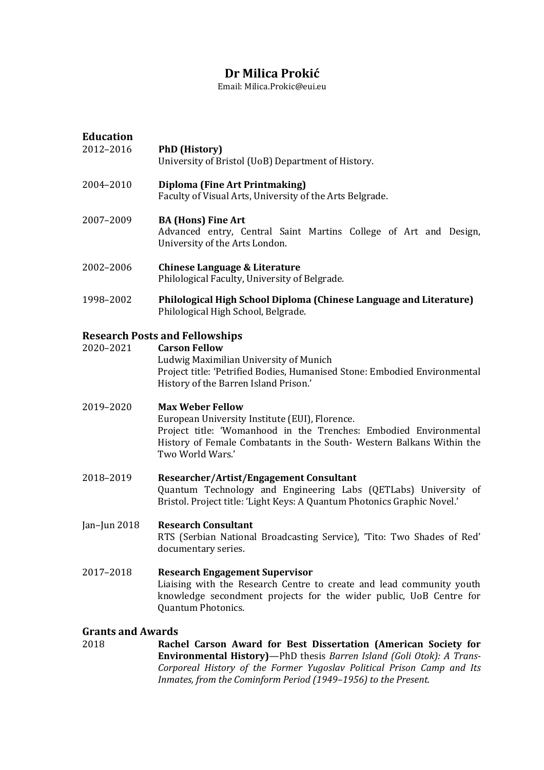# Dr Milica Prokić

Email: Milica.Prokic@eui.eu

## Education

2012–2016 **PhD (History)**
University of Bristol (UoB) Department of History.

2004–2010 **Diploma (Fine Art Printmaking)**
Faculty of Visual Arts, University of the Arts Belgrade.

2007–2009 **BA (Hons) Fine Art**
Advanced entry, Central Saint Martins College of Art and Design, University of the Arts London.

2002–2006 **Chinese Language & Literature**
Philological Faculty, University of Belgrade.

1998–2002 **Philological High School Diploma (Chinese Language and Literature)**
Philological High School, Belgrade.

## Research Posts and Fellowships

2020–2021 **Carson Fellow**
Ludwig Maximilian University of Munich
Project title: 'Petrified Bodies, Humanised Stone: Embodied Environmental History of the Barren Island Prison.'

2019–2020 **Max Weber Fellow**
European University Institute (EUI), Florence.
Project title: 'Womanhood in the Trenches: Embodied Environmental History of Female Combatants in the South- Western Balkans Within the Two World Wars.'

2018–2019 **Researcher/Artist/Engagement Consultant**
Quantum Technology and Engineering Labs (QETLabs) University of Bristol. Project title: 'Light Keys: A Quantum Photonics Graphic Novel.'

Jan–Jun 2018 **Research Consultant**
RTS (Serbian National Broadcasting Service), 'Tito: Two Shades of Red' documentary series.

2017–2018 **Research Engagement Supervisor**
Liaising with the Research Centre to create and lead community youth knowledge secondment projects for the wider public, UoB Centre for Quantum Photonics.

## Grants and Awards

2018 **Rachel Carson Award for Best Dissertation (American Society for Environmental History)**—PhD thesis *Barren Island (Goli Otok): A Trans-Corporeal History of the Former Yugoslav Political Prison Camp and Its Inmates, from the Cominform Period (1949–1956) to the Present.*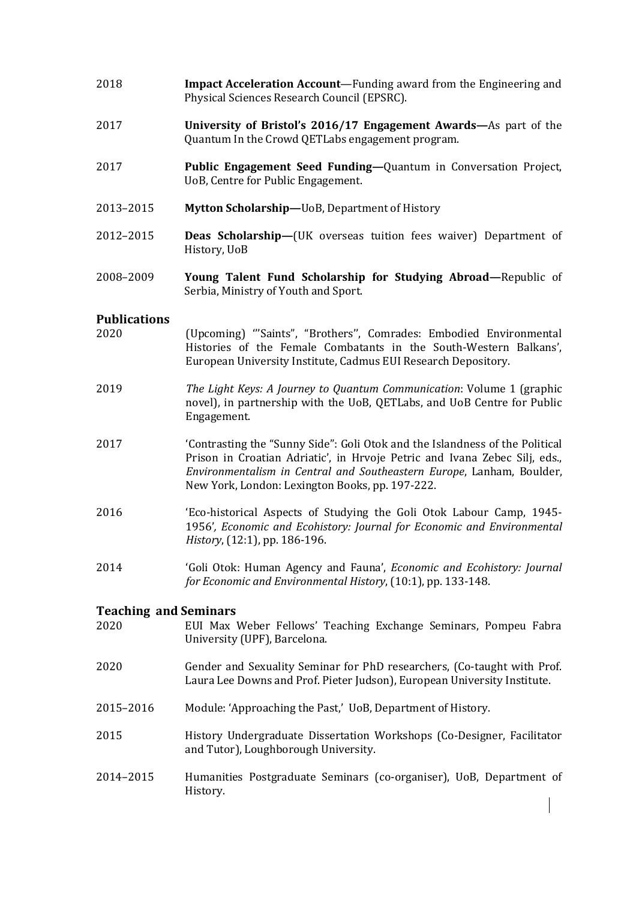2018 **Impact Acceleration Account**—Funding award from the Engineering and Physical Sciences Research Council (EPSRC).

2017 **University of Bristol's 2016/17 Engagement Awards—**As part of the Quantum In the Crowd QETLabs engagement program.

2017 **Public Engagement Seed Funding—**Quantum in Conversation Project, UoB, Centre for Public Engagement.

2013–2015 **Mytton Scholarship—**UoB, Department of History

2012–2015 **Deas Scholarship—**(UK overseas tuition fees waiver) Department of History, UoB

2008–2009 **Young Talent Fund Scholarship for Studying Abroad—**Republic of Serbia, Ministry of Youth and Sport.

## Publications

2020 (Upcoming) '"Saints", "Brothers", Comrades: Embodied Environmental Histories of the Female Combatants in the South-Western Balkans', European University Institute, Cadmus EUI Research Depository.

2019 *The Light Keys: A Journey to Quantum Communication*: Volume 1 (graphic novel), in partnership with the UoB, QETLabs, and UoB Centre for Public Engagement.

2017 'Contrasting the "Sunny Side": Goli Otok and the Islandness of the Political Prison in Croatian Adriatic', in Hrvoje Petric and Ivana Zebec Silj, eds., *Environmentalism in Central and Southeastern Europe*, Lanham, Boulder, New York, London: Lexington Books, pp. 197-222.

2016 'Eco-historical Aspects of Studying the Goli Otok Labour Camp, 1945-1956', *Economic and Ecohistory: Journal for Economic and Environmental History*, (12:1), pp. 186-196.

2014 'Goli Otok: Human Agency and Fauna', *Economic and Ecohistory: Journal for Economic and Environmental History*, (10:1), pp. 133-148.

## Teaching and Seminars

2020 EUI Max Weber Fellows' Teaching Exchange Seminars, Pompeu Fabra University (UPF), Barcelona.

2020 Gender and Sexuality Seminar for PhD researchers, (Co-taught with Prof. Laura Lee Downs and Prof. Pieter Judson), European University Institute.

2015–2016 Module: 'Approaching the Past,' UoB, Department of History.

2015 History Undergraduate Dissertation Workshops (Co-Designer, Facilitator and Tutor), Loughborough University.

2014–2015 Humanities Postgraduate Seminars (co-organiser), UoB, Department of History.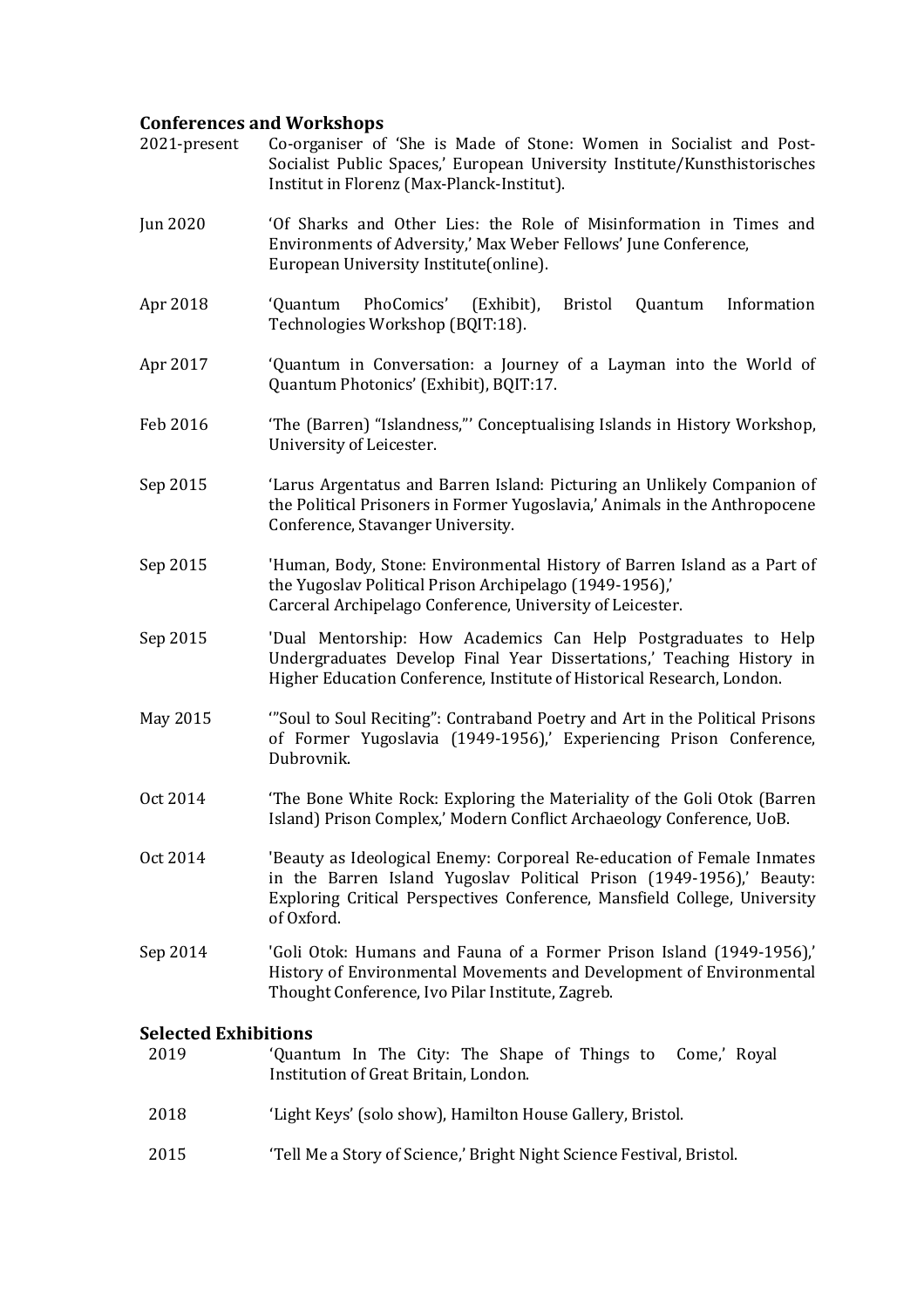## Conferences and Workshops

| | |
|---|---|
| 2021-present | Co-organiser of 'She is Made of Stone: Women in Socialist and Post-Socialist Public Spaces,' European University Institute/Kunsthistorisches Institut in Florenz (Max-Planck-Institut). |
| Jun 2020 | 'Of Sharks and Other Lies: the Role of Misinformation in Times and Environments of Adversity,' Max Weber Fellows' June Conference, European University Institute(online). |
| Apr 2018 | 'Quantum PhoComics' (Exhibit), Bristol Quantum Information Technologies Workshop (BQIT:18). |
| Apr 2017 | 'Quantum in Conversation: a Journey of a Layman into the World of Quantum Photonics' (Exhibit), BQIT:17. |
| Feb 2016 | 'The (Barren) "Islandness,"' Conceptualising Islands in History Workshop, University of Leicester. |
| Sep 2015 | 'Larus Argentatus and Barren Island: Picturing an Unlikely Companion of the Political Prisoners in Former Yugoslavia,' Animals in the Anthropocene Conference, Stavanger University. |
| Sep 2015 | 'Human, Body, Stone: Environmental History of Barren Island as a Part of the Yugoslav Political Prison Archipelago (1949-1956),' Carceral Archipelago Conference, University of Leicester. |
| Sep 2015 | 'Dual Mentorship: How Academics Can Help Postgraduates to Help Undergraduates Develop Final Year Dissertations,' Teaching History in Higher Education Conference, Institute of Historical Research, London. |
| May 2015 | '"Soul to Soul Reciting": Contraband Poetry and Art in the Political Prisons of Former Yugoslavia (1949-1956),' Experiencing Prison Conference, Dubrovnik. |
| Oct 2014 | 'The Bone White Rock: Exploring the Materiality of the Goli Otok (Barren Island) Prison Complex,' Modern Conflict Archaeology Conference, UoB. |
| Oct 2014 | 'Beauty as Ideological Enemy: Corporeal Re-education of Female Inmates in the Barren Island Yugoslav Political Prison (1949-1956),' Beauty: Exploring Critical Perspectives Conference, Mansfield College, University of Oxford. |
| Sep 2014 | 'Goli Otok: Humans and Fauna of a Former Prison Island (1949-1956),' History of Environmental Movements and Development of Environmental Thought Conference, Ivo Pilar Institute, Zagreb. |

## Selected Exhibitions

| | |
|---|---|
| 2019 | 'Quantum In The City: The Shape of Things to Come,' Royal Institution of Great Britain, London. |
| 2018 | 'Light Keys' (solo show), Hamilton House Gallery, Bristol. |
| 2015 | 'Tell Me a Story of Science,' Bright Night Science Festival, Bristol. |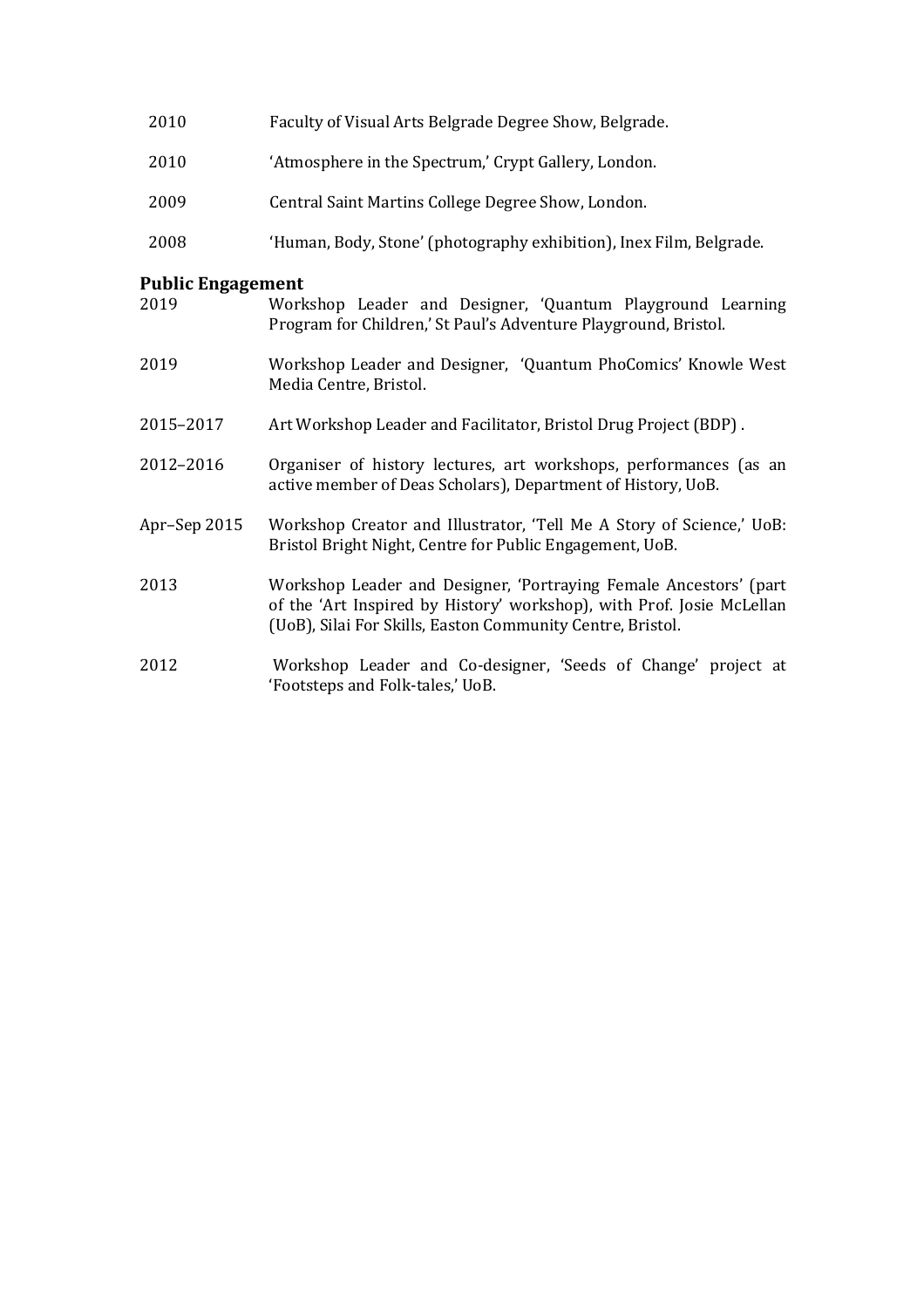| | |
|---|---|
| 2010 | Faculty of Visual Arts Belgrade Degree Show, Belgrade. |
| 2010 | 'Atmosphere in the Spectrum,' Crypt Gallery, London. |
| 2009 | Central Saint Martins College Degree Show, London. |
| 2008 | 'Human, Body, Stone' (photography exhibition), Inex Film, Belgrade. |

**Public Engagement**

| | |
|---|---|
| 2019 | Workshop Leader and Designer, 'Quantum Playground Learning Program for Children,' St Paul's Adventure Playground, Bristol. |
| 2019 | Workshop Leader and Designer, 'Quantum PhoComics' Knowle West Media Centre, Bristol. |
| 2015–2017 | Art Workshop Leader and Facilitator, Bristol Drug Project (BDP) . |
| 2012–2016 | Organiser of history lectures, art workshops, performances (as an active member of Deas Scholars), Department of History, UoB. |
| Apr–Sep 2015 | Workshop Creator and Illustrator, 'Tell Me A Story of Science,' UoB: Bristol Bright Night, Centre for Public Engagement, UoB. |
| 2013 | Workshop Leader and Designer, 'Portraying Female Ancestors' (part of the 'Art Inspired by History' workshop), with Prof. Josie McLellan (UoB), Silai For Skills, Easton Community Centre, Bristol. |
| 2012 | Workshop Leader and Co-designer, 'Seeds of Change' project at 'Footsteps and Folk-tales,' UoB. |